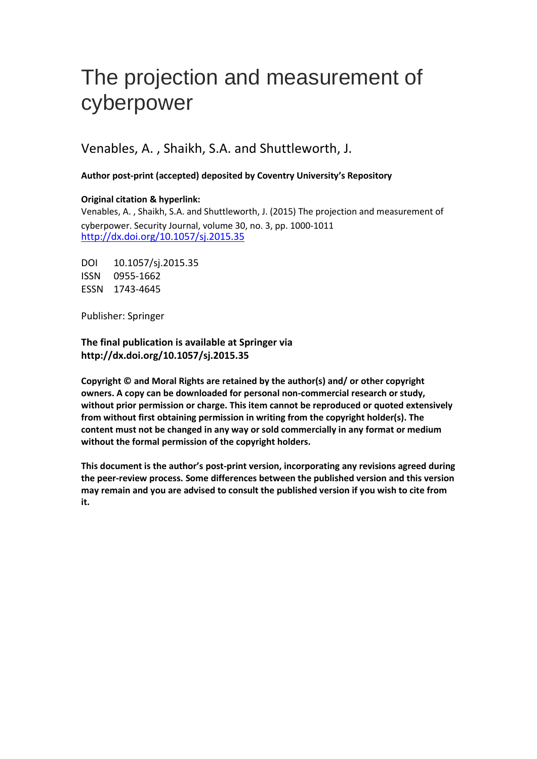# The projection and measurement of cyberpower

Venables, A. , Shaikh, S.A. and Shuttleworth, J.

**Author post-print (accepted) deposited by Coventry University's Repository**

**Original citation & hyperlink:**

Venables, A. , Shaikh, S.A. and Shuttleworth, J. (2015) The projection and measurement of cyberpower. Security Journal, volume 30, no. 3, pp. 1000-1011
http://dx.doi.org/10.1057/sj.2015.35

DOI 10.1057/sj.2015.35
ISSN 0955-1662
ESSN 1743-4645

Publisher: Springer

**The final publication is available at Springer via http://dx.doi.org/10.1057/sj.2015.35**

**Copyright © and Moral Rights are retained by the author(s) and/ or other copyright owners. A copy can be downloaded for personal non-commercial research or study, without prior permission or charge. This item cannot be reproduced or quoted extensively from without first obtaining permission in writing from the copyright holder(s). The content must not be changed in any way or sold commercially in any format or medium without the formal permission of the copyright holders.**

**This document is the author's post-print version, incorporating any revisions agreed during the peer-review process. Some differences between the published version and this version may remain and you are advised to consult the published version if you wish to cite from it.**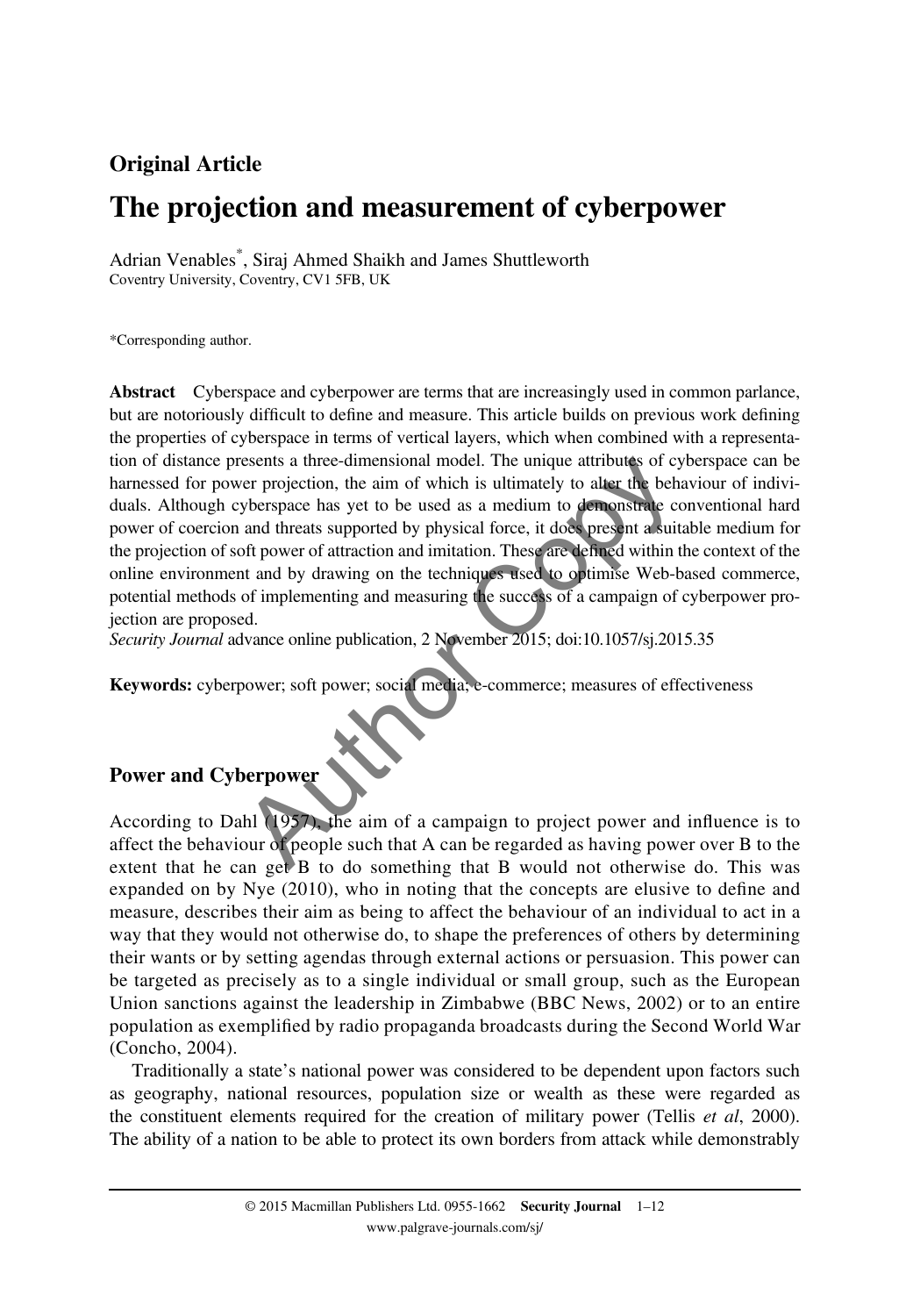**Original Article**

# The projection and measurement of cyberpower

Adrian Venables*, Siraj Ahmed Shaikh and James Shuttleworth
Coventry University, Coventry, CV1 5FB, UK

*Corresponding author.

**Abstract** Cyberspace and cyberpower are terms that are increasingly used in common parlance, but are notoriously difficult to define and measure. This article builds on previous work defining the properties of cyberspace in terms of vertical layers, which when combined with a representation of distance presents a three-dimensional model. The unique attributes of cyberspace can be harnessed for power projection, the aim of which is ultimately to alter the behaviour of individuals. Although cyberspace has yet to be used as a medium to demonstrate conventional hard power of coercion and threats supported by physical force, it does present a suitable medium for the projection of soft power of attraction and imitation. These are defined within the context of the online environment and by drawing on the techniques used to optimise Web-based commerce, potential methods of implementing and measuring the success of a campaign of cyberpower projection are proposed.
*Security Journal* advance online publication, 2 November 2015; doi:10.1057/sj.2015.35

**Keywords:** cyberpower; soft power; social media; e-commerce; measures of effectiveness

## Power and Cyberpower

According to Dahl (1957), the aim of a campaign to project power and influence is to affect the behaviour of people such that A can be regarded as having power over B to the extent that he can get B to do something that B would not otherwise do. This was expanded on by Nye (2010), who in noting that the concepts are elusive to define and measure, describes their aim as being to affect the behaviour of an individual to act in a way that they would not otherwise do, to shape the preferences of others by determining their wants or by setting agendas through external actions or persuasion. This power can be targeted as precisely as to a single individual or small group, such as the European Union sanctions against the leadership in Zimbabwe (BBC News, 2002) or to an entire population as exemplified by radio propaganda broadcasts during the Second World War (Concho, 2004).

Traditionally a state's national power was considered to be dependent upon factors such as geography, national resources, population size or wealth as these were regarded as the constituent elements required for the creation of military power (Tellis *et al*, 2000). The ability of a nation to be able to protect its own borders from attack while demonstrably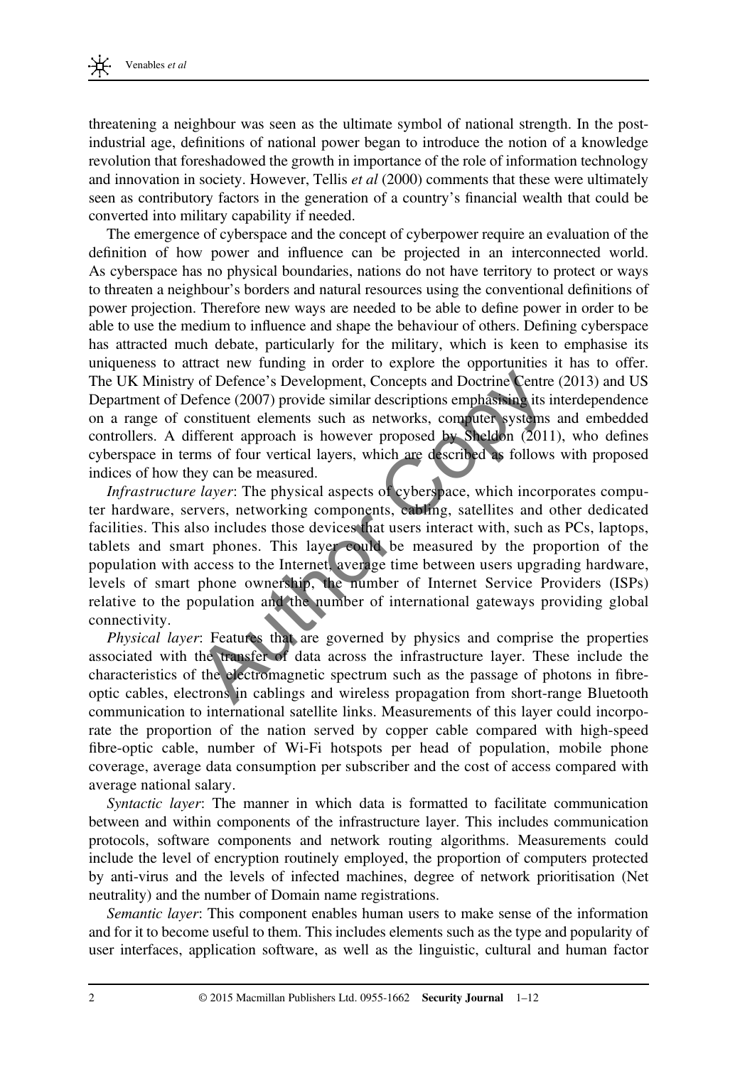threatening a neighbour was seen as the ultimate symbol of national strength. In the post-industrial age, definitions of national power began to introduce the notion of a knowledge revolution that foreshadowed the growth in importance of the role of information technology and innovation in society. However, Tellis *et al* (2000) comments that these were ultimately seen as contributory factors in the generation of a country's financial wealth that could be converted into military capability if needed.

The emergence of cyberspace and the concept of cyberpower require an evaluation of the definition of how power and influence can be projected in an interconnected world. As cyberspace has no physical boundaries, nations do not have territory to protect or ways to threaten a neighbour's borders and natural resources using the conventional definitions of power projection. Therefore new ways are needed to be able to define power in order to be able to use the medium to influence and shape the behaviour of others. Defining cyberspace has attracted much debate, particularly for the military, which is keen to emphasise its uniqueness to attract new funding in order to explore the opportunities it has to offer. The UK Ministry of Defence's Development, Concepts and Doctrine Centre (2013) and US Department of Defence (2007) provide similar descriptions emphasising its interdependence on a range of constituent elements such as networks, computer systems and embedded controllers. A different approach is however proposed by Sheldon (2011), who defines cyberspace in terms of four vertical layers, which are described as follows with proposed indices of how they can be measured.

*Infrastructure layer*: The physical aspects of cyberspace, which incorporates computer hardware, servers, networking components, cabling, satellites and other dedicated facilities. This also includes those devices that users interact with, such as PCs, laptops, tablets and smart phones. This layer could be measured by the proportion of the population with access to the Internet, average time between users upgrading hardware, levels of smart phone ownership, the number of Internet Service Providers (ISPs) relative to the population and the number of international gateways providing global connectivity.

*Physical layer*: Features that are governed by physics and comprise the properties associated with the transfer of data across the infrastructure layer. These include the characteristics of the electromagnetic spectrum such as the passage of photons in fibre-optic cables, electrons in cablings and wireless propagation from short-range Bluetooth communication to international satellite links. Measurements of this layer could incorporate the proportion of the nation served by copper cable compared with high-speed fibre-optic cable, number of Wi-Fi hotspots per head of population, mobile phone coverage, average data consumption per subscriber and the cost of access compared with average national salary.

*Syntactic layer*: The manner in which data is formatted to facilitate communication between and within components of the infrastructure layer. This includes communication protocols, software components and network routing algorithms. Measurements could include the level of encryption routinely employed, the proportion of computers protected by anti-virus and the levels of infected machines, degree of network prioritisation (Net neutrality) and the number of Domain name registrations.

*Semantic layer*: This component enables human users to make sense of the information and for it to become useful to them. This includes elements such as the type and popularity of user interfaces, application software, as well as the linguistic, cultural and human factor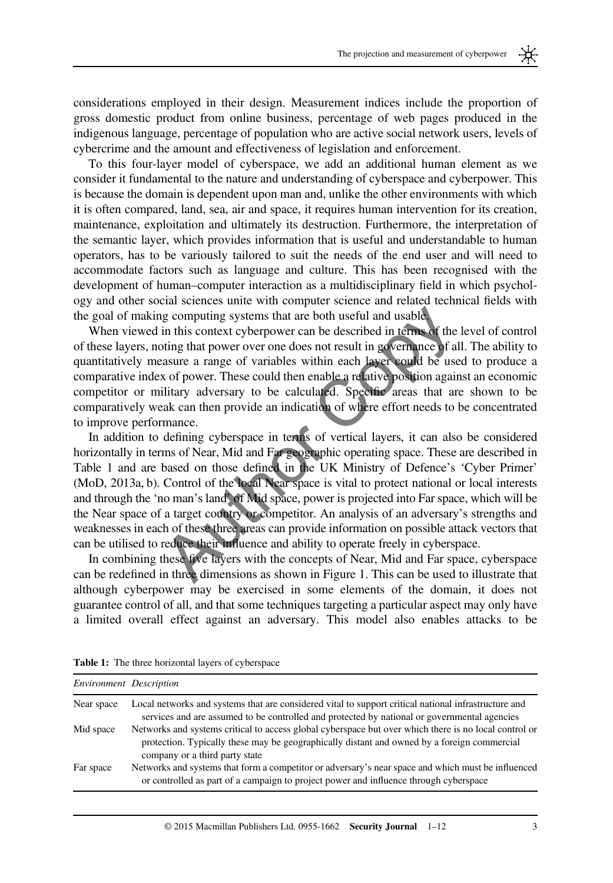considerations employed in their design. Measurement indices include the proportion of gross domestic product from online business, percentage of web pages produced in the indigenous language, percentage of population who are active social network users, levels of cybercrime and the amount and effectiveness of legislation and enforcement.

To this four-layer model of cyberspace, we add an additional human element as we consider it fundamental to the nature and understanding of cyberspace and cyberpower. This is because the domain is dependent upon man and, unlike the other environments with which it is often compared, land, sea, air and space, it requires human intervention for its creation, maintenance, exploitation and ultimately its destruction. Furthermore, the interpretation of the semantic layer, which provides information that is useful and understandable to human operators, has to be variously tailored to suit the needs of the end user and will need to accommodate factors such as language and culture. This has been recognised with the development of human–computer interaction as a multidisciplinary field in which psychology and other social sciences unite with computer science and related technical fields with the goal of making computing systems that are both useful and usable.

When viewed in this context cyberpower can be described in terms of the level of control of these layers, noting that power over one does not result in governance of all. The ability to quantitatively measure a range of variables within each layer could be used to produce a comparative index of power. These could then enable a relative position against an economic competitor or military adversary to be calculated. Specific areas that are shown to be comparatively weak can then provide an indication of where effort needs to be concentrated to improve performance.

In addition to defining cyberspace in terms of vertical layers, it can also be considered horizontally in terms of Near, Mid and Far geographic operating space. These are described in Table 1 and are based on those defined in the UK Ministry of Defence's 'Cyber Primer' (MoD, 2013a, b). Control of the local Near space is vital to protect national or local interests and through the 'no man's land' of Mid space, power is projected into Far space, which will be the Near space of a target country or competitor. An analysis of an adversary's strengths and weaknesses in each of these three areas can provide information on possible attack vectors that can be utilised to reduce their influence and ability to operate freely in cyberspace.

In combining these five layers with the concepts of Near, Mid and Far space, cyberspace can be redefined in three dimensions as shown in Figure 1. This can be used to illustrate that although cyberpower may be exercised in some elements of the domain, it does not guarantee control of all, and that some techniques targeting a particular aspect may only have a limited overall effect against an adversary. This model also enables attacks to be

**Table 1:** The three horizontal layers of cyberspace

| *Environment* | *Description* |
|---|---|
| Near space | Local networks and systems that are considered vital to support critical national infrastructure and services and are assumed to be controlled and protected by national or governmental agencies |
| Mid space | Networks and systems critical to access global cyberspace but over which there is no local control or protection. Typically these may be geographically distant and owned by a foreign commercial company or a third party state |
| Far space | Networks and systems that form a competitor or adversary's near space and which must be influenced or controlled as part of a campaign to project power and influence through cyberspace |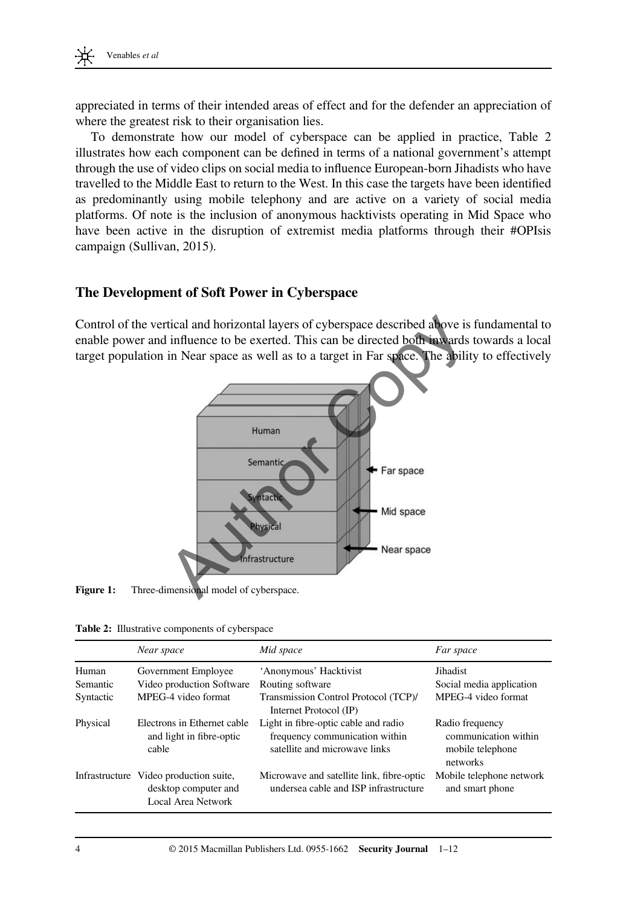appreciated in terms of their intended areas of effect and for the defender an appreciation of where the greatest risk to their organisation lies.

To demonstrate how our model of cyberspace can be applied in practice, Table 2 illustrates how each component can be defined in terms of a national government's attempt through the use of video clips on social media to influence European-born Jihadists who have travelled to the Middle East to return to the West. In this case the targets have been identified as predominantly using mobile telephony and are active on a variety of social media platforms. Of note is the inclusion of anonymous hacktivists operating in Mid Space who have been active in the disruption of extremist media platforms through their #OPIsis campaign (Sullivan, 2015).

## The Development of Soft Power in Cyberspace

Control of the vertical and horizontal layers of cyberspace described above is fundamental to enable power and influence to be exerted. This can be directed both inwards towards a local target population in Near space as well as to a target in Far space. The ability to effectively

**Figure 1:** Three-dimensional model of cyberspace.

**Table 2:** Illustrative components of cyberspace

| | *Near space* | *Mid space* | *Far space* |
|---|---|---|---|
| Human | Government Employee | 'Anonymous' Hacktivist | Jihadist |
| Semantic | Video production Software | Routing software | Social media application |
| Syntactic | MPEG-4 video format | Transmission Control Protocol (TCP)/ Internet Protocol (IP) | MPEG-4 video format |
| Physical | Electrons in Ethernet cable and light in fibre-optic cable | Light in fibre-optic cable and radio frequency communication within satellite and microwave links | Radio frequency communication within mobile telephone networks |
| Infrastructure | Video production suite, desktop computer and Local Area Network | Microwave and satellite link, fibre-optic undersea cable and ISP infrastructure | Mobile telephone network and smart phone |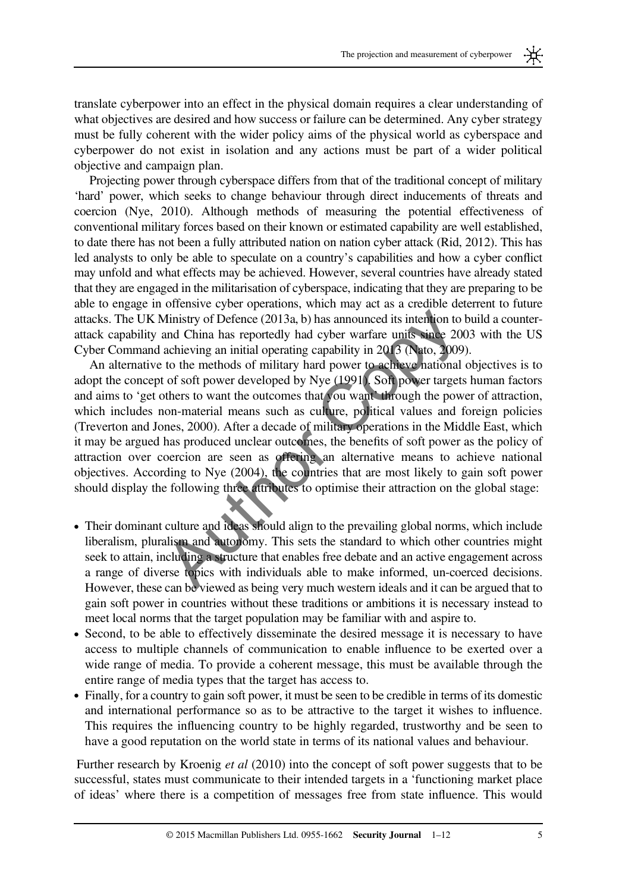translate cyberpower into an effect in the physical domain requires a clear understanding of what objectives are desired and how success or failure can be determined. Any cyber strategy must be fully coherent with the wider policy aims of the physical world as cyberspace and cyberpower do not exist in isolation and any actions must be part of a wider political objective and campaign plan.

Projecting power through cyberspace differs from that of the traditional concept of military 'hard' power, which seeks to change behaviour through direct inducements of threats and coercion (Nye, 2010). Although methods of measuring the potential effectiveness of conventional military forces based on their known or estimated capability are well established, to date there has not been a fully attributed nation on nation cyber attack (Rid, 2012). This has led analysts to only be able to speculate on a country's capabilities and how a cyber conflict may unfold and what effects may be achieved. However, several countries have already stated that they are engaged in the militarisation of cyberspace, indicating that they are preparing to be able to engage in offensive cyber operations, which may act as a credible deterrent to future attacks. The UK Ministry of Defence (2013a, b) has announced its intention to build a counter-attack capability and China has reportedly had cyber warfare units since 2003 with the US Cyber Command achieving an initial operating capability in 2013 (Nato, 2009).

An alternative to the methods of military hard power to achieve national objectives is to adopt the concept of soft power developed by Nye (1991). Soft power targets human factors and aims to 'get others to want the outcomes that you want' through the power of attraction, which includes non-material means such as culture, political values and foreign policies (Treverton and Jones, 2000). After a decade of military operations in the Middle East, which it may be argued has produced unclear outcomes, the benefits of soft power as the policy of attraction over coercion are seen as offering an alternative means to achieve national objectives. According to Nye (2004), the countries that are most likely to gain soft power should display the following three attributes to optimise their attraction on the global stage:

- Their dominant culture and ideas should align to the prevailing global norms, which include liberalism, pluralism and autonomy. This sets the standard to which other countries might seek to attain, including a structure that enables free debate and an active engagement across a range of diverse topics with individuals able to make informed, un-coerced decisions. However, these can be viewed as being very much western ideals and it can be argued that to gain soft power in countries without these traditions or ambitions it is necessary instead to meet local norms that the target population may be familiar with and aspire to.
- Second, to be able to effectively disseminate the desired message it is necessary to have access to multiple channels of communication to enable influence to be exerted over a wide range of media. To provide a coherent message, this must be available through the entire range of media types that the target has access to.
- Finally, for a country to gain soft power, it must be seen to be credible in terms of its domestic and international performance so as to be attractive to the target it wishes to influence. This requires the influencing country to be highly regarded, trustworthy and be seen to have a good reputation on the world state in terms of its national values and behaviour.

Further research by Kroenig *et al* (2010) into the concept of soft power suggests that to be successful, states must communicate to their intended targets in a 'functioning market place of ideas' where there is a competition of messages free from state influence. This would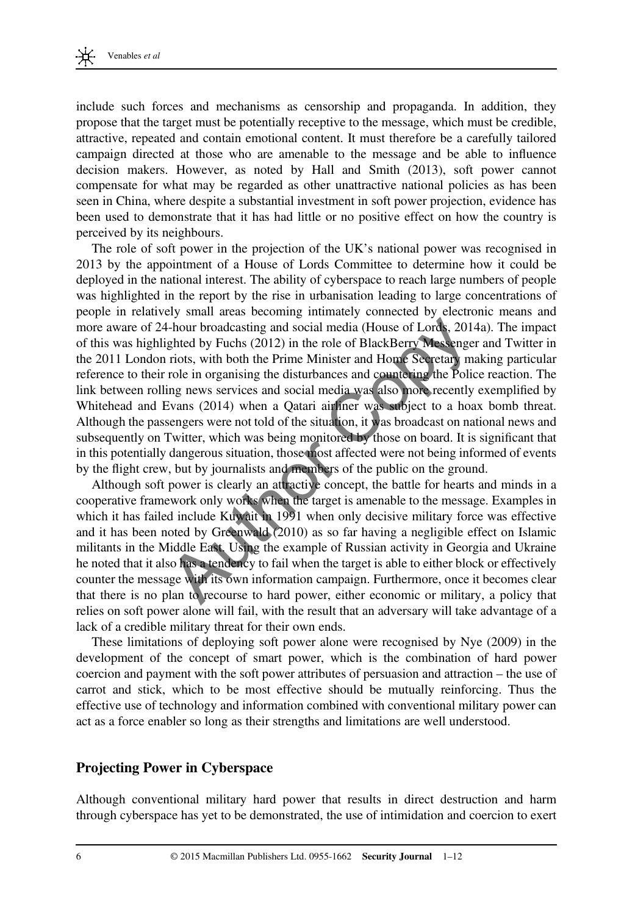include such forces and mechanisms as censorship and propaganda. In addition, they propose that the target must be potentially receptive to the message, which must be credible, attractive, repeated and contain emotional content. It must therefore be a carefully tailored campaign directed at those who are amenable to the message and be able to influence decision makers. However, as noted by Hall and Smith (2013), soft power cannot compensate for what may be regarded as other unattractive national policies as has been seen in China, where despite a substantial investment in soft power projection, evidence has been used to demonstrate that it has had little or no positive effect on how the country is perceived by its neighbours.

The role of soft power in the projection of the UK's national power was recognised in 2013 by the appointment of a House of Lords Committee to determine how it could be deployed in the national interest. The ability of cyberspace to reach large numbers of people was highlighted in the report by the rise in urbanisation leading to large concentrations of people in relatively small areas becoming intimately connected by electronic means and more aware of 24-hour broadcasting and social media (House of Lords, 2014a). The impact of this was highlighted by Fuchs (2012) in the role of BlackBerry Messenger and Twitter in the 2011 London riots, with both the Prime Minister and Home Secretary making particular reference to their role in organising the disturbances and countering the Police reaction. The link between rolling news services and social media was also more recently exemplified by Whitehead and Evans (2014) when a Qatari airliner was subject to a hoax bomb threat. Although the passengers were not told of the situation, it was broadcast on national news and subsequently on Twitter, which was being monitored by those on board. It is significant that in this potentially dangerous situation, those most affected were not being informed of events by the flight crew, but by journalists and members of the public on the ground.

Although soft power is clearly an attractive concept, the battle for hearts and minds in a cooperative framework only works when the target is amenable to the message. Examples in which it has failed include Kuwait in 1991 when only decisive military force was effective and it has been noted by Greenwald (2010) as so far having a negligible effect on Islamic militants in the Middle East. Using the example of Russian activity in Georgia and Ukraine he noted that it also has a tendency to fail when the target is able to either block or effectively counter the message with its own information campaign. Furthermore, once it becomes clear that there is no plan to recourse to hard power, either economic or military, a policy that relies on soft power alone will fail, with the result that an adversary will take advantage of a lack of a credible military threat for their own ends.

These limitations of deploying soft power alone were recognised by Nye (2009) in the development of the concept of smart power, which is the combination of hard power coercion and payment with the soft power attributes of persuasion and attraction – the use of carrot and stick, which to be most effective should be mutually reinforcing. Thus the effective use of technology and information combined with conventional military power can act as a force enabler so long as their strengths and limitations are well understood.

## Projecting Power in Cyberspace

Although conventional military hard power that results in direct destruction and harm through cyberspace has yet to be demonstrated, the use of intimidation and coercion to exert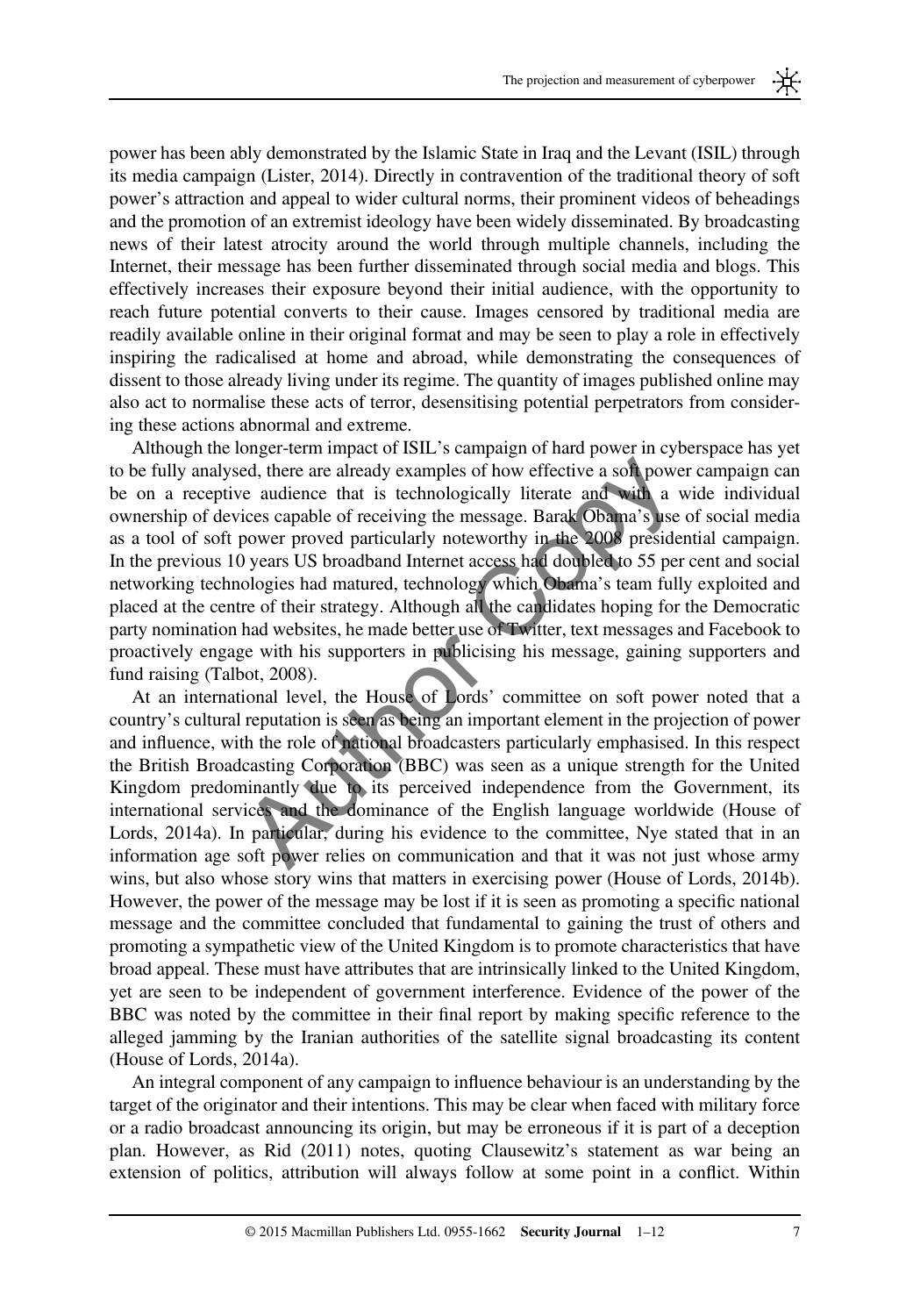power has been ably demonstrated by the Islamic State in Iraq and the Levant (ISIL) through its media campaign (Lister, 2014). Directly in contravention of the traditional theory of soft power's attraction and appeal to wider cultural norms, their prominent videos of beheadings and the promotion of an extremist ideology have been widely disseminated. By broadcasting news of their latest atrocity around the world through multiple channels, including the Internet, their message has been further disseminated through social media and blogs. This effectively increases their exposure beyond their initial audience, with the opportunity to reach future potential converts to their cause. Images censored by traditional media are readily available online in their original format and may be seen to play a role in effectively inspiring the radicalised at home and abroad, while demonstrating the consequences of dissent to those already living under its regime. The quantity of images published online may also act to normalise these acts of terror, desensitising potential perpetrators from considering these actions abnormal and extreme.

Although the longer-term impact of ISIL's campaign of hard power in cyberspace has yet to be fully analysed, there are already examples of how effective a soft power campaign can be on a receptive audience that is technologically literate and with a wide individual ownership of devices capable of receiving the message. Barak Obama's use of social media as a tool of soft power proved particularly noteworthy in the 2008 presidential campaign. In the previous 10 years US broadband Internet access had doubled to 55 per cent and social networking technologies had matured, technology which Obama's team fully exploited and placed at the centre of their strategy. Although all the candidates hoping for the Democratic party nomination had websites, he made better use of Twitter, text messages and Facebook to proactively engage with his supporters in publicising his message, gaining supporters and fund raising (Talbot, 2008).

At an international level, the House of Lords' committee on soft power noted that a country's cultural reputation is seen as being an important element in the projection of power and influence, with the role of national broadcasters particularly emphasised. In this respect the British Broadcasting Corporation (BBC) was seen as a unique strength for the United Kingdom predominantly due to its perceived independence from the Government, its international services and the dominance of the English language worldwide (House of Lords, 2014a). In particular, during his evidence to the committee, Nye stated that in an information age soft power relies on communication and that it was not just whose army wins, but also whose story wins that matters in exercising power (House of Lords, 2014b). However, the power of the message may be lost if it is seen as promoting a specific national message and the committee concluded that fundamental to gaining the trust of others and promoting a sympathetic view of the United Kingdom is to promote characteristics that have broad appeal. These must have attributes that are intrinsically linked to the United Kingdom, yet are seen to be independent of government interference. Evidence of the power of the BBC was noted by the committee in their final report by making specific reference to the alleged jamming by the Iranian authorities of the satellite signal broadcasting its content (House of Lords, 2014a).

An integral component of any campaign to influence behaviour is an understanding by the target of the originator and their intentions. This may be clear when faced with military force or a radio broadcast announcing its origin, but may be erroneous if it is part of a deception plan. However, as Rid (2011) notes, quoting Clausewitz's statement as war being an extension of politics, attribution will always follow at some point in a conflict. Within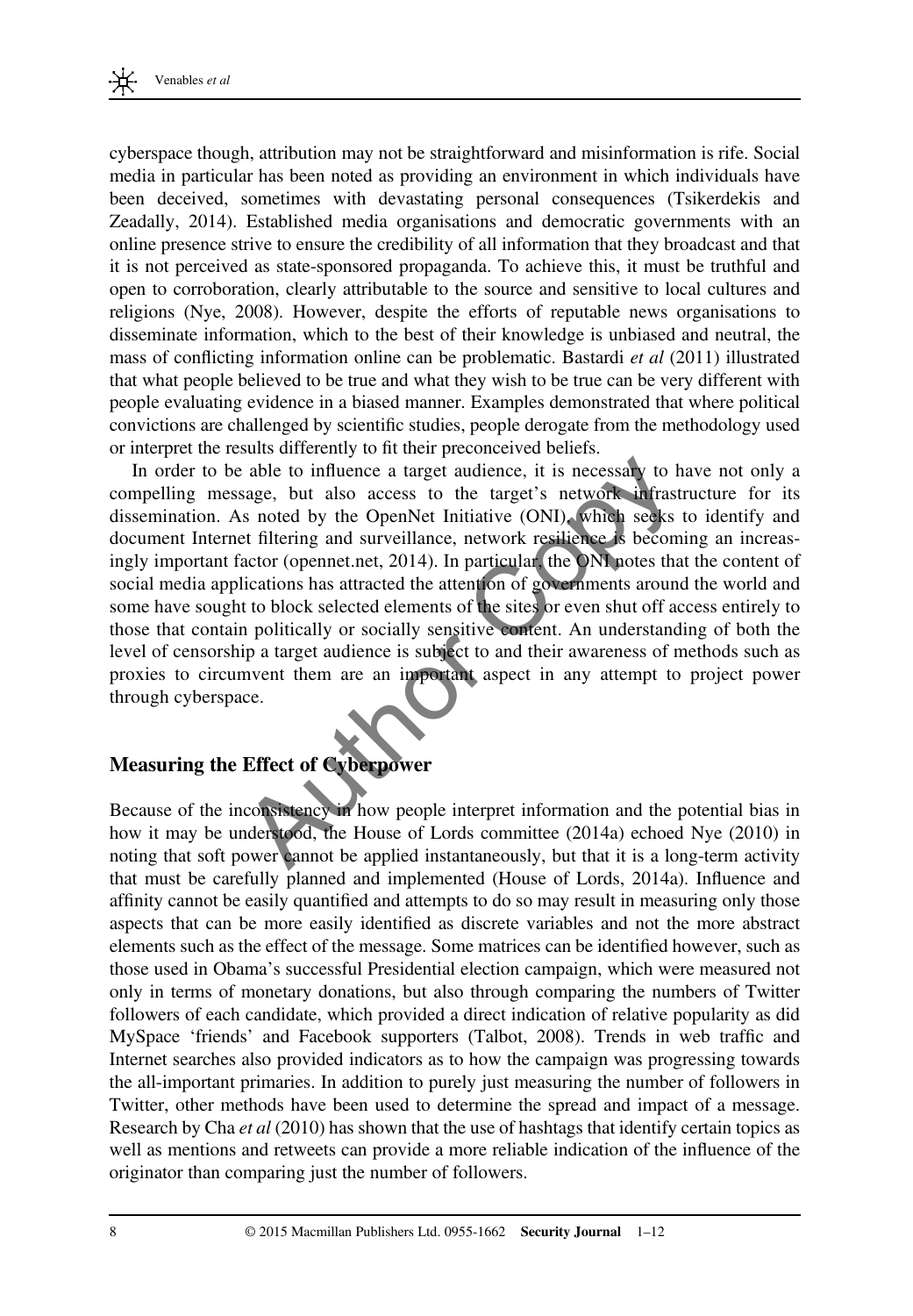cyberspace though, attribution may not be straightforward and misinformation is rife. Social media in particular has been noted as providing an environment in which individuals have been deceived, sometimes with devastating personal consequences (Tsikerdekis and Zeadally, 2014). Established media organisations and democratic governments with an online presence strive to ensure the credibility of all information that they broadcast and that it is not perceived as state-sponsored propaganda. To achieve this, it must be truthful and open to corroboration, clearly attributable to the source and sensitive to local cultures and religions (Nye, 2008). However, despite the efforts of reputable news organisations to disseminate information, which to the best of their knowledge is unbiased and neutral, the mass of conflicting information online can be problematic. Bastardi *et al* (2011) illustrated that what people believed to be true and what they wish to be true can be very different with people evaluating evidence in a biased manner. Examples demonstrated that where political convictions are challenged by scientific studies, people derogate from the methodology used or interpret the results differently to fit their preconceived beliefs.

In order to be able to influence a target audience, it is necessary to have not only a compelling message, but also access to the target's network infrastructure for its dissemination. As noted by the OpenNet Initiative (ONI), which seeks to identify and document Internet filtering and surveillance, network resilience is becoming an increasingly important factor (opennet.net, 2014). In particular, the ONI notes that the content of social media applications has attracted the attention of governments around the world and some have sought to block selected elements of the sites or even shut off access entirely to those that contain politically or socially sensitive content. An understanding of both the level of censorship a target audience is subject to and their awareness of methods such as proxies to circumvent them are an important aspect in any attempt to project power through cyberspace.

## Measuring the Effect of Cyberpower

Because of the inconsistency in how people interpret information and the potential bias in how it may be understood, the House of Lords committee (2014a) echoed Nye (2010) in noting that soft power cannot be applied instantaneously, but that it is a long-term activity that must be carefully planned and implemented (House of Lords, 2014a). Influence and affinity cannot be easily quantified and attempts to do so may result in measuring only those aspects that can be more easily identified as discrete variables and not the more abstract elements such as the effect of the message. Some matrices can be identified however, such as those used in Obama's successful Presidential election campaign, which were measured not only in terms of monetary donations, but also through comparing the numbers of Twitter followers of each candidate, which provided a direct indication of relative popularity as did MySpace 'friends' and Facebook supporters (Talbot, 2008). Trends in web traffic and Internet searches also provided indicators as to how the campaign was progressing towards the all-important primaries. In addition to purely just measuring the number of followers in Twitter, other methods have been used to determine the spread and impact of a message. Research by Cha *et al* (2010) has shown that the use of hashtags that identify certain topics as well as mentions and retweets can provide a more reliable indication of the influence of the originator than comparing just the number of followers.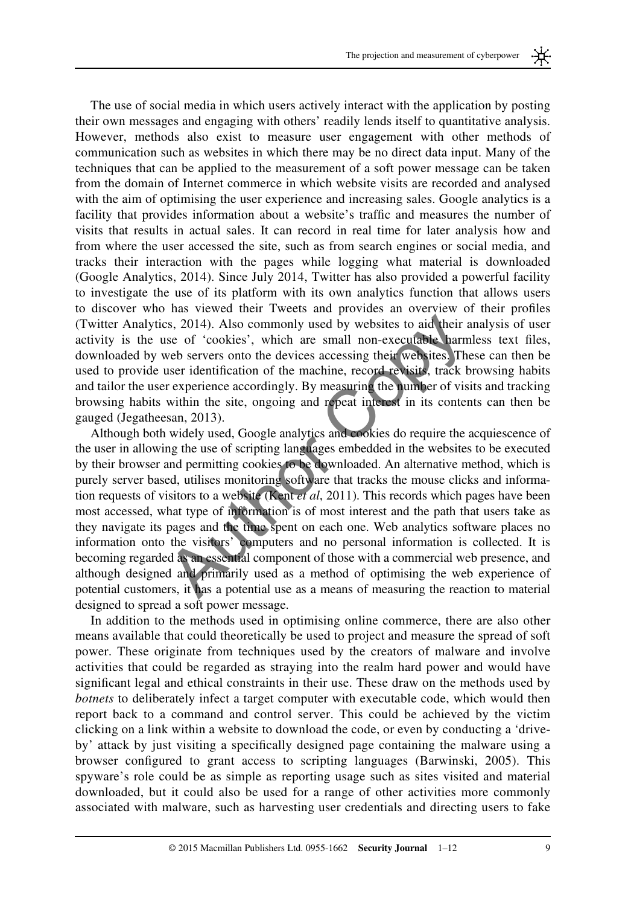The use of social media in which users actively interact with the application by posting their own messages and engaging with others' readily lends itself to quantitative analysis. However, methods also exist to measure user engagement with other methods of communication such as websites in which there may be no direct data input. Many of the techniques that can be applied to the measurement of a soft power message can be taken from the domain of Internet commerce in which website visits are recorded and analysed with the aim of optimising the user experience and increasing sales. Google analytics is a facility that provides information about a website's traffic and measures the number of visits that results in actual sales. It can record in real time for later analysis how and from where the user accessed the site, such as from search engines or social media, and tracks their interaction with the pages while logging what material is downloaded (Google Analytics, 2014). Since July 2014, Twitter has also provided a powerful facility to investigate the use of its platform with its own analytics function that allows users to discover who has viewed their Tweets and provides an overview of their profiles (Twitter Analytics, 2014). Also commonly used by websites to aid their analysis of user activity is the use of 'cookies', which are small non-executable harmless text files, downloaded by web servers onto the devices accessing their websites. These can then be used to provide user identification of the machine, record revisits, track browsing habits and tailor the user experience accordingly. By measuring the number of visits and tracking browsing habits within the site, ongoing and repeat interest in its contents can then be gauged (Jegatheesan, 2013).

Although both widely used, Google analytics and cookies do require the acquiescence of the user in allowing the use of scripting languages embedded in the websites to be executed by their browser and permitting cookies to be downloaded. An alternative method, which is purely server based, utilises monitoring software that tracks the mouse clicks and information requests of visitors to a website (Kent *et al*, 2011). This records which pages have been most accessed, what type of information is of most interest and the path that users take as they navigate its pages and the time spent on each one. Web analytics software places no information onto the visitors' computers and no personal information is collected. It is becoming regarded as an essential component of those with a commercial web presence, and although designed and primarily used as a method of optimising the web experience of potential customers, it has a potential use as a means of measuring the reaction to material designed to spread a soft power message.

In addition to the methods used in optimising online commerce, there are also other means available that could theoretically be used to project and measure the spread of soft power. These originate from techniques used by the creators of malware and involve activities that could be regarded as straying into the realm hard power and would have significant legal and ethical constraints in their use. These draw on the methods used by *botnets* to deliberately infect a target computer with executable code, which would then report back to a command and control server. This could be achieved by the victim clicking on a link within a website to download the code, or even by conducting a 'drive-by' attack by just visiting a specifically designed page containing the malware using a browser configured to grant access to scripting languages (Barwinski, 2005). This spyware's role could be as simple as reporting usage such as sites visited and material downloaded, but it could also be used for a range of other activities more commonly associated with malware, such as harvesting user credentials and directing users to fake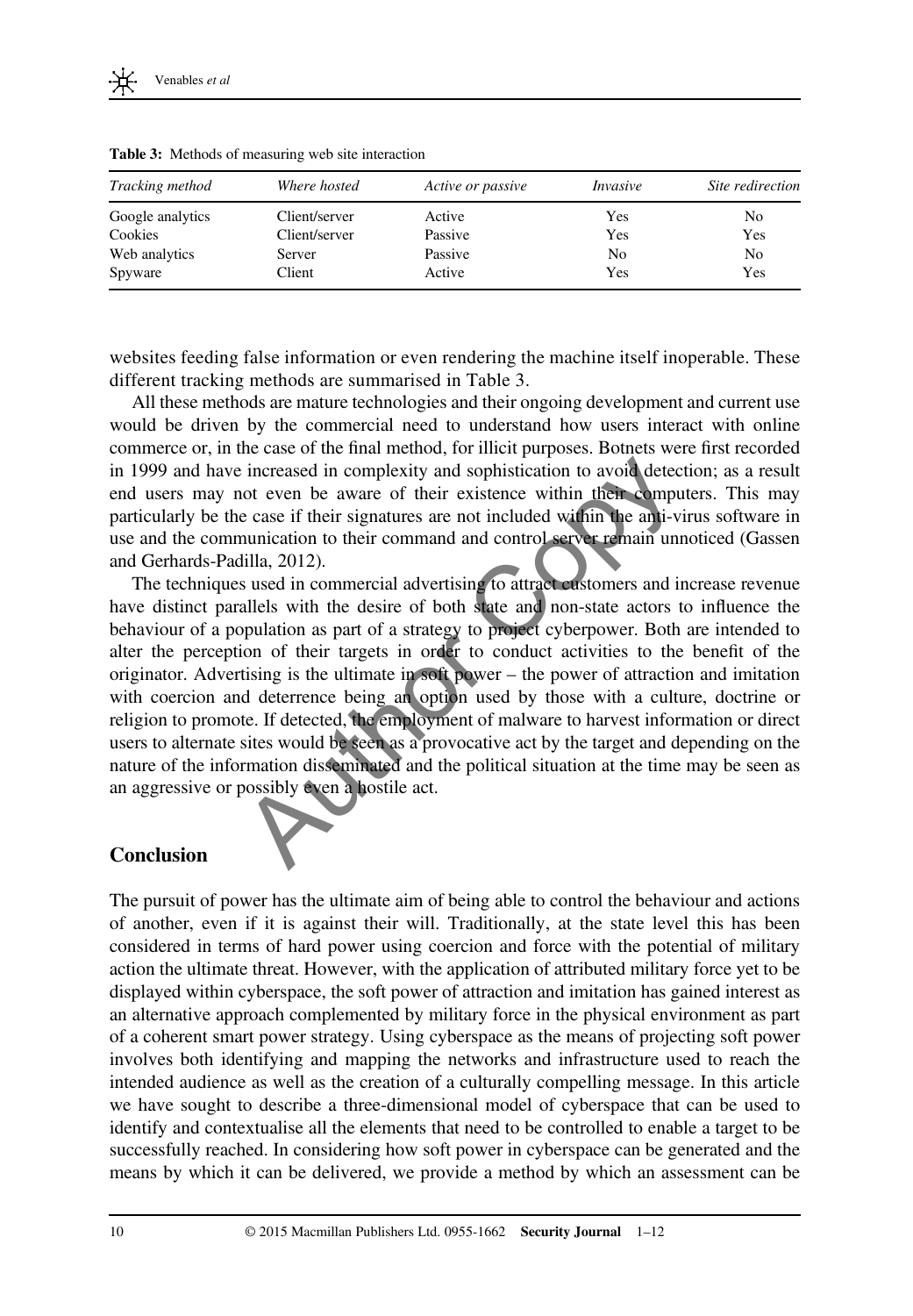**Table 3:** Methods of measuring web site interaction

| *Tracking method* | *Where hosted* | *Active or passive* | *Invasive* | *Site redirection* |
|---|---|---|---|---|
| Google analytics | Client/server | Active | Yes | No |
| Cookies | Client/server | Passive | Yes | Yes |
| Web analytics | Server | Passive | No | No |
| Spyware | Client | Active | Yes | Yes |

websites feeding false information or even rendering the machine itself inoperable. These different tracking methods are summarised in Table 3.

All these methods are mature technologies and their ongoing development and current use would be driven by the commercial need to understand how users interact with online commerce or, in the case of the final method, for illicit purposes. Botnets were first recorded in 1999 and have increased in complexity and sophistication to avoid detection; as a result end users may not even be aware of their existence within their computers. This may particularly be the case if their signatures are not included within the anti-virus software in use and the communication to their command and control server remain unnoticed (Gassen and Gerhards-Padilla, 2012).

The techniques used in commercial advertising to attract customers and increase revenue have distinct parallels with the desire of both state and non-state actors to influence the behaviour of a population as part of a strategy to project cyberpower. Both are intended to alter the perception of their targets in order to conduct activities to the benefit of the originator. Advertising is the ultimate in soft power – the power of attraction and imitation with coercion and deterrence being an option used by those with a culture, doctrine or religion to promote. If detected, the employment of malware to harvest information or direct users to alternate sites would be seen as a provocative act by the target and depending on the nature of the information disseminated and the political situation at the time may be seen as an aggressive or possibly even a hostile act.

## Conclusion

The pursuit of power has the ultimate aim of being able to control the behaviour and actions of another, even if it is against their will. Traditionally, at the state level this has been considered in terms of hard power using coercion and force with the potential of military action the ultimate threat. However, with the application of attributed military force yet to be displayed within cyberspace, the soft power of attraction and imitation has gained interest as an alternative approach complemented by military force in the physical environment as part of a coherent smart power strategy. Using cyberspace as the means of projecting soft power involves both identifying and mapping the networks and infrastructure used to reach the intended audience as well as the creation of a culturally compelling message. In this article we have sought to describe a three-dimensional model of cyberspace that can be used to identify and contextualise all the elements that need to be controlled to enable a target to be successfully reached. In considering how soft power in cyberspace can be generated and the means by which it can be delivered, we provide a method by which an assessment can be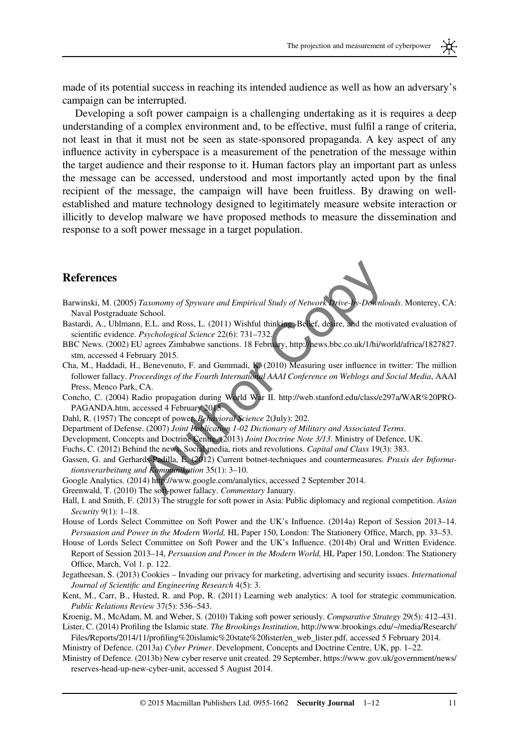made of its potential success in reaching its intended audience as well as how an adversary's campaign can be interrupted.

Developing a soft power campaign is a challenging undertaking as it is requires a deep understanding of a complex environment and, to be effective, must fulfil a range of criteria, not least in that it must not be seen as state-sponsored propaganda. A key aspect of any influence activity in cyberspace is a measurement of the penetration of the message within the target audience and their response to it. Human factors play an important part as unless the message can be accessed, understood and most importantly acted upon by the final recipient of the message, the campaign will have been fruitless. By drawing on well-established and mature technology designed to legitimately measure website interaction or illicitly to develop malware we have proposed methods to measure the dissemination and response to a soft power message in a target population.

## References

Barwinski, M. (2005) *Taxonomy of Spyware and Empirical Study of Network Drive-by-Downloads*. Monterey, CA: Naval Postgraduate School.

Bastardi, A., Uhlmann, E.L. and Ross, L. (2011) Wishful thinking: Belief, desire, and the motivated evaluation of scientific evidence. *Psychological Science* 22(6): 731–732.

BBC News. (2002) EU agrees Zimbabwe sanctions. 18 February, http://news.bbc.co.uk/1/hi/world/africa/1827827.stm, accessed 4 February 2015.

Cha, M., Haddadi, H., Benevenuto, F. and Gummadi, K. (2010) Measuring user influence in twitter: The million follower fallacy. *Proceedings of the Fourth International AAAI Conference on Weblogs and Social Media*, AAAI Press, Menco Park, CA.

Concho, C. (2004) Radio propagation during World War II. http://web.stanford.edu/class/e297a/WAR%20PROPAGANDA.htm, accessed 4 February 2015.

Dahl, R. (1957) The concept of power. *Behavioral Science* 2(July): 202.

Department of Defense. (2007) *Joint Publication 1-02 Dictionary of Military and Associated Terms*.

Development, Concepts and Doctrine Centre. (2013) *Joint Doctrine Note 3/13*. Ministry of Defence, UK.

Fuchs, C. (2012) Behind the news. Social media, riots and revolutions. *Capital and Class* 19(3): 383.

Gassen, G. and Gerhards-Padilla, E. (2012) Current botnet-techniques and countermeasures. *Praxis der Informationsverarbeitung und Kommunikation* 35(1): 3–10.

Google Analytics. (2014) http://www.google.com/analytics, accessed 2 September 2014.

Greenwald, T. (2010) The soft-power fallacy. *Commentary* January.

Hall, I. and Smith, F. (2013) The struggle for soft power in Asia: Public diplomacy and regional competition. *Asian Security* 9(1): 1–18.

House of Lords Select Committee on Soft Power and the UK's Influence. (2014a) Report of Session 2013–14. *Persuasion and Power in the Modern World,* HL Paper 150, London: The Stationery Office, March, pp. 33–53.

House of Lords Select Committee on Soft Power and the UK's Influence. (2014b) Oral and Written Evidence. Report of Session 2013–14, *Persuasion and Power in the Modern World,* HL Paper 150, London: The Stationery Office, March, Vol 1. p. 122.

Jegatheesan, S. (2013) Cookies – Invading our privacy for marketing, advertising and security issues. *International Journal of Scientific and Engineering Research* 4(5): 3.

Kent, M., Carr, B., Husted, R. and Pop, R. (2011) Learning web analytics: A tool for strategic communication. *Public Relations Review* 37(5): 536–543.

Kroenig, M., McAdam, M. and Weber, S. (2010) Taking soft power seriously. *Comparative Strategy* 29(5): 412–431.

Lister, C. (2014) Profiling the Islamic state. *The Brookings Institution*, http://www.brookings.edu/~/media/Research/Files/Reports/2014/11/profiling%20islamic%20state%20lister/en_web_lister.pdf, accessed 5 February 2014.

Ministry of Defence. (2013a) *Cyber Primer*. Development, Concepts and Doctrine Centre, UK, pp. 1–22.

Ministry of Defence. (2013b) New cyber reserve unit created. 29 September, https://www.gov.uk/government/news/reserves-head-up-new-cyber-unit, accessed 5 August 2014.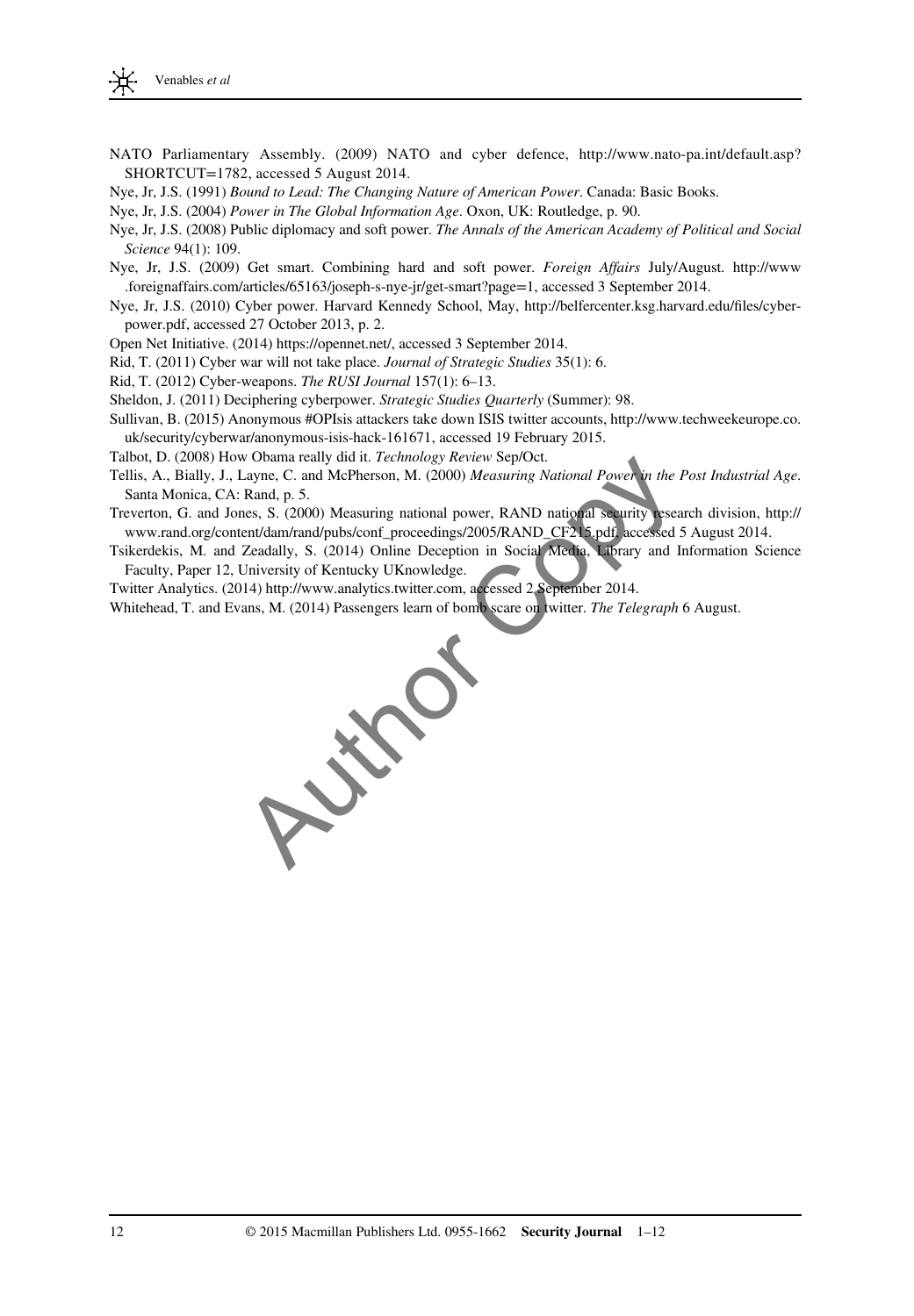NATO Parliamentary Assembly. (2009) NATO and cyber defence, http://www.nato-pa.int/default.asp?SHORTCUT=1782, accessed 5 August 2014.

Nye, Jr, J.S. (1991) *Bound to Lead: The Changing Nature of American Power*. Canada: Basic Books.

Nye, Jr, J.S. (2004) *Power in The Global Information Age*. Oxon, UK: Routledge, p. 90.

Nye, Jr, J.S. (2008) Public diplomacy and soft power. *The Annals of the American Academy of Political and Social Science* 94(1): 109.

Nye, Jr, J.S. (2009) Get smart. Combining hard and soft power. *Foreign Affairs* July/August. http://www.foreignaffairs.com/articles/65163/joseph-s-nye-jr/get-smart?page=1, accessed 3 September 2014.

Nye, Jr, J.S. (2010) Cyber power. Harvard Kennedy School, May, http://belfercenter.ksg.harvard.edu/files/cyber-power.pdf, accessed 27 October 2013, p. 2.

Open Net Initiative. (2014) https://opennet.net/, accessed 3 September 2014.

Rid, T. (2011) Cyber war will not take place. *Journal of Strategic Studies* 35(1): 6.

Rid, T. (2012) Cyber-weapons. *The RUSI Journal* 157(1): 6–13.

Sheldon, J. (2011) Deciphering cyberpower. *Strategic Studies Quarterly* (Summer): 98.

Sullivan, B. (2015) Anonymous #OPIsis attackers take down ISIS twitter accounts, http://www.techweekeurope.co.uk/security/cyberwar/anonymous-isis-hack-161671, accessed 19 February 2015.

Talbot, D. (2008) How Obama really did it. *Technology Review* Sep/Oct.

Tellis, A., Bially, J., Layne, C. and McPherson, M. (2000) *Measuring National Power in the Post Industrial Age*. Santa Monica, CA: Rand, p. 5.

Treverton, G. and Jones, S. (2000) Measuring national power, RAND national security research division, http://www.rand.org/content/dam/rand/pubs/conf_proceedings/2005/RAND_CF215.pdf, accessed 5 August 2014.

Tsikerdekis, M. and Zeadally, S. (2014) Online Deception in Social Media, Library and Information Science Faculty, Paper 12, University of Kentucky UKnowledge.

Twitter Analytics. (2014) http://www.analytics.twitter.com, accessed 2 September 2014.

Whitehead, T. and Evans, M. (2014) Passengers learn of bomb scare on twitter. *The Telegraph* 6 August.